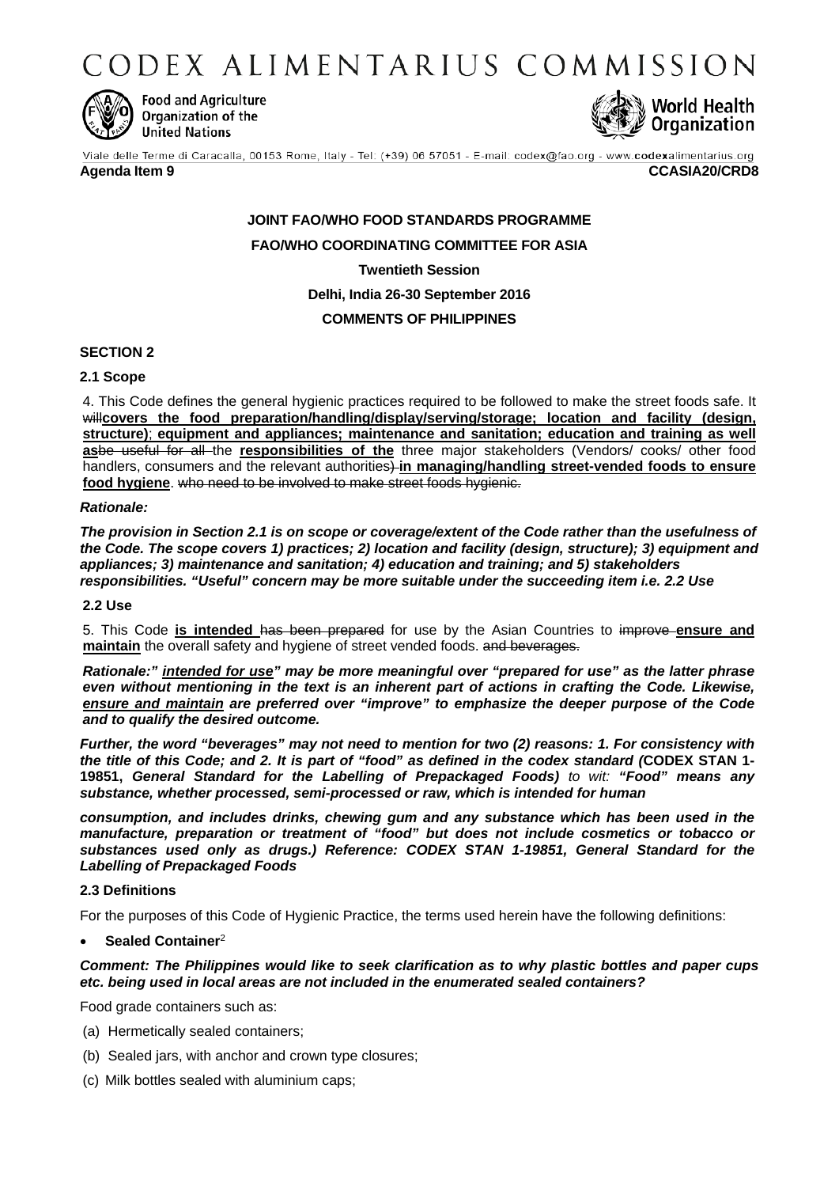# CODEX ALIMENTARIUS COMMISSION

Food and Agriculture Organization of the United Nations

World Health Organization

Viale delle Terme di Caracalla, 00153 Rome, Italy - Tel: (+39) 06 57051 - E-mail: codex@fao.org - www.codexalimentarius.org

**Agenda Item 9** **CCASIA20/CRD8**

**JOINT FAO/WHO FOOD STANDARDS PROGRAMME**

**FAO/WHO COORDINATING COMMITTEE FOR ASIA**

**Twentieth Session**

**Delhi, India 26-30 September 2016**

**COMMENTS OF PHILIPPINES**

**SECTION 2**

**2.1 Scope**

4. This Code defines the general hygienic practices required to be followed to make the street foods safe. It ~~will~~**covers the food preparation/handling/display/serving/storage; location and facility (design, structure)**; **equipment and appliances; maintenance and sanitation; education and training as well as**~~be useful for all~~ the **responsibilities of the** three major stakeholders (Vendors/ cooks/ other food handlers, consumers and the relevant authorities)~~)~~ **in managing/handling street-vended foods to ensure food hygiene**. ~~who need to be involved to make street foods hygienic.~~

***Rationale:***

***The provision in Section 2.1 is on scope or coverage/extent of the Code rather than the usefulness of the Code. The scope covers 1) practices; 2) location and facility (design, structure); 3) equipment and appliances; 3) maintenance and sanitation; 4) education and training; and 5) stakeholders responsibilities. "Useful" concern may be more suitable under the succeeding item i.e. 2.2 Use***

**2.2 Use**

5. This Code **is intended** ~~has been prepared~~ for use by the Asian Countries to ~~improve~~ **ensure and maintain** the overall safety and hygiene of street vended foods. ~~and beverages.~~

***Rationale:" intended for use" may be more meaningful over "prepared for use" as the latter phrase even without mentioning in the text is an inherent part of actions in crafting the Code. Likewise, ensure and maintain are preferred over "improve" to emphasize the deeper purpose of the Code and to qualify the desired outcome.***

***Further, the word "beverages" may not need to mention for two (2) reasons: 1. For consistency with the title of this Code; and 2. It is part of "food" as defined in the codex standard (*CODEX STAN 1-19851, *General Standard for the Labelling of Prepackaged Foods)* *to wit:* "Food" means any substance, whether processed, semi-processed or raw, which is intended for human***

***consumption, and includes drinks, chewing gum and any substance which has been used in the manufacture, preparation or treatment of "food" but does not include cosmetics or tobacco or substances used only as drugs.) Reference: CODEX STAN 1-19851, General Standard for the Labelling of Prepackaged Foods***

**2.3 Definitions**

For the purposes of this Code of Hygienic Practice, the terms used herein have the following definitions:

- **Sealed Container**[2]

***Comment: The Philippines would like to seek clarification as to why plastic bottles and paper cups etc. being used in local areas are not included in the enumerated sealed containers?***

Food grade containers such as:

(a) Hermetically sealed containers;

(b) Sealed jars, with anchor and crown type closures;

(c) Milk bottles sealed with aluminium caps;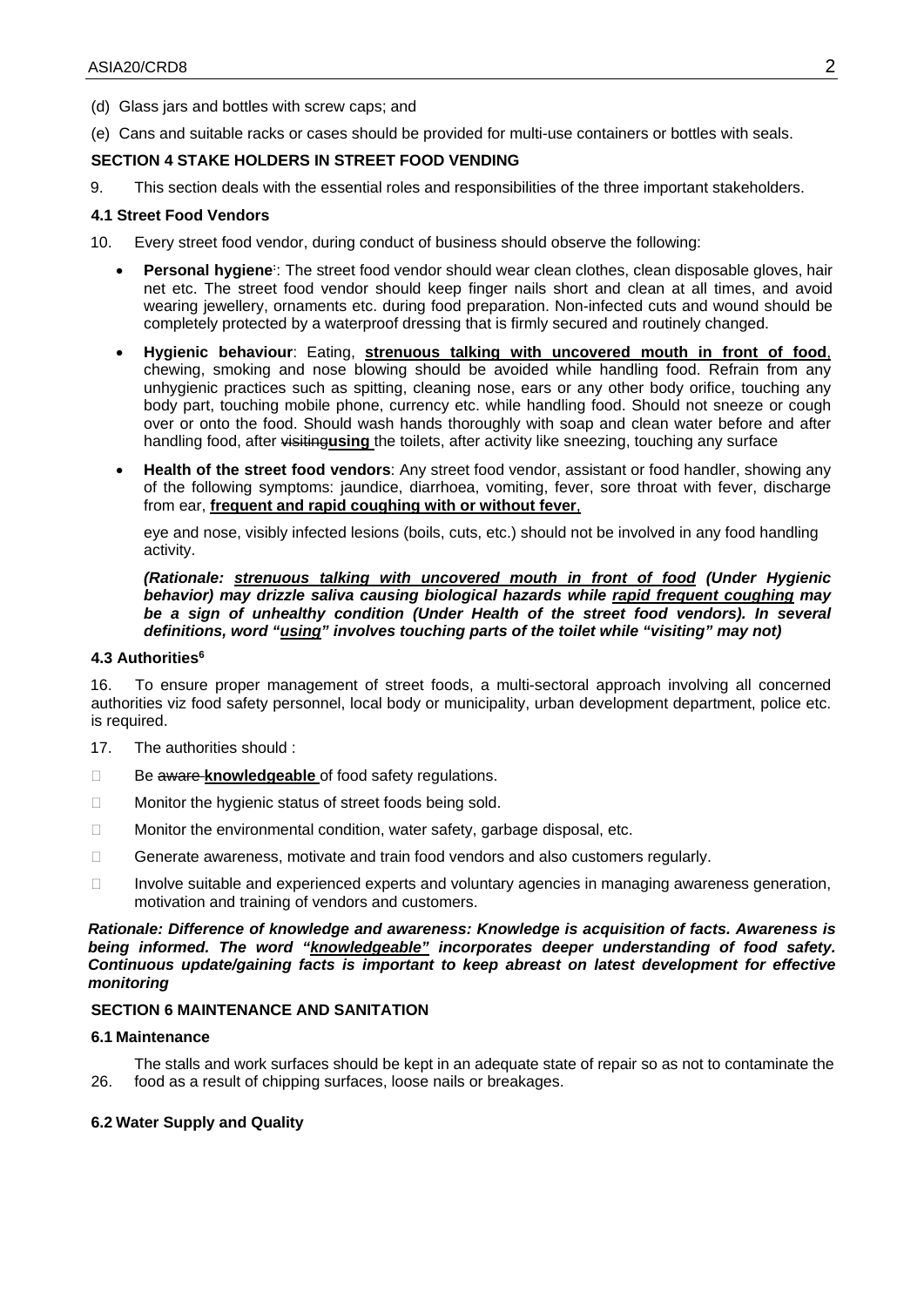(d) Glass jars and bottles with screw caps; and

(e) Cans and suitable racks or cases should be provided for multi-use containers or bottles with seals.

**SECTION 4 STAKE HOLDERS IN STREET FOOD VENDING**

9. This section deals with the essential roles and responsibilities of the three important stakeholders.

**4.1 Street Food Vendors**

10. Every street food vendor, during conduct of business should observe the following:

- **Personal hygiene**: The street food vendor should wear clean clothes, clean disposable gloves, hair net etc. The street food vendor should keep finger nails short and clean at all times, and avoid wearing jewellery, ornaments etc. during food preparation. Non-infected cuts and wound should be completely protected by a waterproof dressing that is firmly secured and routinely changed.

- **Hygienic behaviour**: Eating, **strenuous talking with uncovered mouth in front of food**, chewing, smoking and nose blowing should be avoided while handling food. Refrain from any unhygienic practices such as spitting, cleaning nose, ears or any other body orifice, touching any body part, touching mobile phone, currency etc. while handling food. Should not sneeze or cough over or onto the food. Should wash hands thoroughly with soap and clean water before and after handling food, after ~~visiting~~**using** the toilets, after activity like sneezing, touching any surface

- **Health of the street food vendors**: Any street food vendor, assistant or food handler, showing any of the following symptoms: jaundice, diarrhoea, vomiting, fever, sore throat with fever, discharge from ear, **frequent and rapid coughing with or without fever**,

  eye and nose, visibly infected lesions (boils, cuts, etc.) should not be involved in any food handling activity.

  ***(Rationale: strenuous talking with uncovered mouth in front of food (Under Hygienic behavior) may drizzle saliva causing biological hazards while rapid frequent coughing may be a sign of unhealthy condition (Under Health of the street food vendors). In several definitions, word "using" involves touching parts of the toilet while "visiting" may not)***

**4.3 Authorities[6]**

16. To ensure proper management of street foods, a multi-sectoral approach involving all concerned authorities viz food safety personnel, local body or municipality, urban development department, police etc. is required.

17. The authorities should :

- Be ~~aware~~ **knowledgeable** of food safety regulations.
- Monitor the hygienic status of street foods being sold.
- Monitor the environmental condition, water safety, garbage disposal, etc.
- Generate awareness, motivate and train food vendors and also customers regularly.
- Involve suitable and experienced experts and voluntary agencies in managing awareness generation, motivation and training of vendors and customers.

***Rationale: Difference of knowledge and awareness: Knowledge is acquisition of facts. Awareness is being informed. The word "knowledgeable" incorporates deeper understanding of food safety. Continuous update/gaining facts is important to keep abreast on latest development for effective monitoring***

**SECTION 6 MAINTENANCE AND SANITATION**

**6.1 Maintenance**

26. The stalls and work surfaces should be kept in an adequate state of repair so as not to contaminate the food as a result of chipping surfaces, loose nails or breakages.

**6.2 Water Supply and Quality**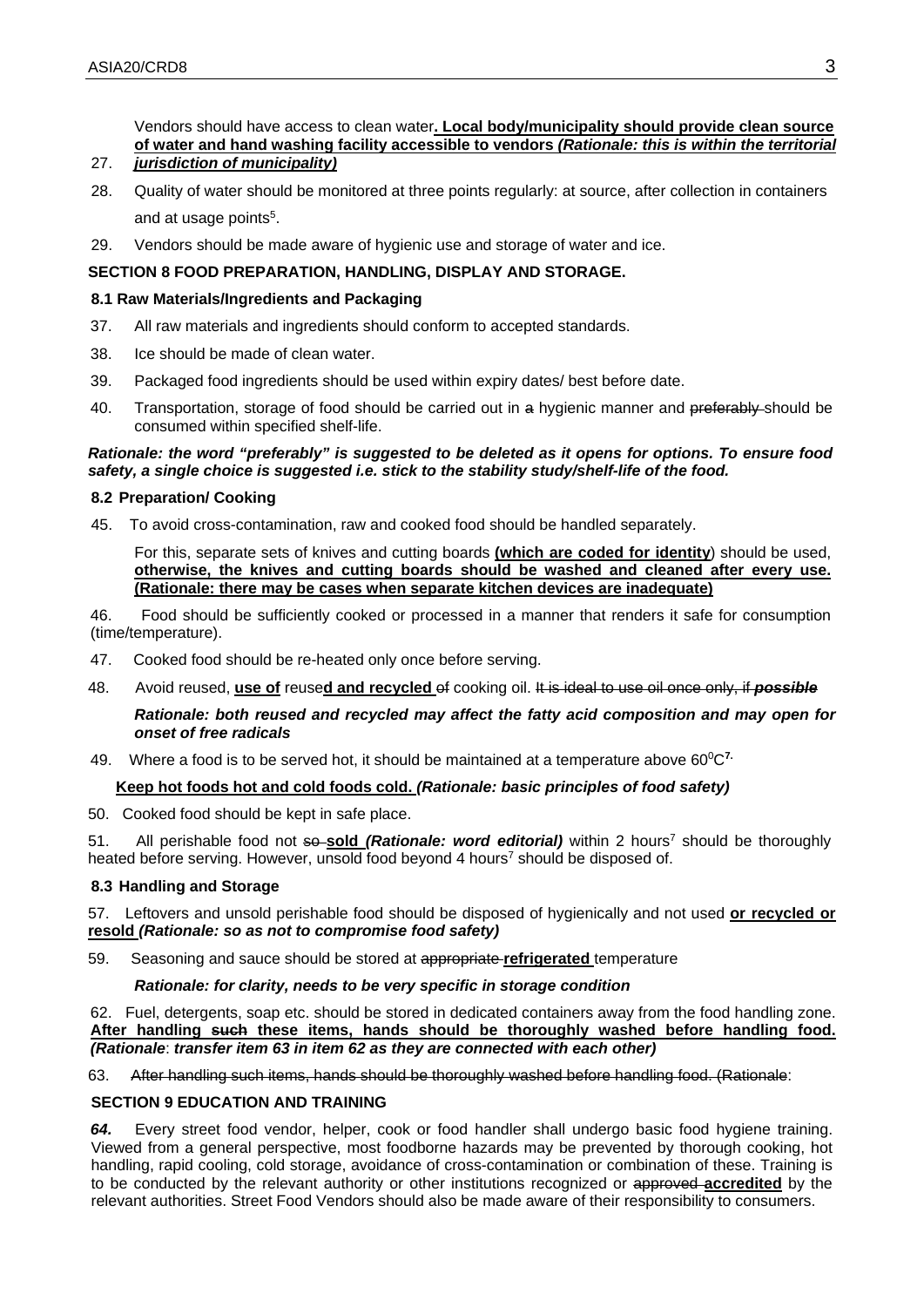27. Vendors should have access to clean water**. Local body/municipality should provide clean source of water and hand washing facility accessible to vendors *(Rationale: this is within the territorial jurisdiction of municipality)***

28. Quality of water should be monitored at three points regularly: at source, after collection in containers and at usage points[5].

29. Vendors should be made aware of hygienic use and storage of water and ice.

**SECTION 8 FOOD PREPARATION, HANDLING, DISPLAY AND STORAGE.**

**8.1 Raw Materials/Ingredients and Packaging**

37. All raw materials and ingredients should conform to accepted standards.

38. Ice should be made of clean water.

39. Packaged food ingredients should be used within expiry dates/ best before date.

40. Transportation, storage of food should be carried out in ~~a~~ hygienic manner and ~~preferably~~ should be consumed within specified shelf-life.

***Rationale: the word "preferably" is suggested to be deleted as it opens for options. To ensure food safety, a single choice is suggested i.e. stick to the stability study/shelf-life of the food.***

**8.2 Preparation/ Cooking**

45. To avoid cross-contamination, raw and cooked food should be handled separately.

For this, separate sets of knives and cutting boards **(which are coded for identity**) should be used, **otherwise, the knives and cutting boards should be washed and cleaned after every use. (Rationale: there may be cases when separate kitchen devices are inadequate)**

46. Food should be sufficiently cooked or processed in a manner that renders it safe for consumption (time/temperature).

47. Cooked food should be re-heated only once before serving.

48. Avoid reused, **use of** reuse**d and recycled** ~~of~~ cooking oil. ~~It is ideal to use oil once only, if *possible*~~

***Rationale: both reused and recycled may affect the fatty acid composition and may open for onset of free radicals***

49. Where a food is to be served hot, it should be maintained at a temperature above $60^0$C[7].

**Keep hot foods hot and cold foods cold. *(Rationale: basic principles of food safety)***

50. Cooked food should be kept in safe place.

51. All perishable food not ~~so~~ **sold** ***(Rationale: word editorial)*** within 2 hours[7] should be thoroughly heated before serving. However, unsold food beyond 4 hours[7] should be disposed of.

**8.3 Handling and Storage**

57. Leftovers and unsold perishable food should be disposed of hygienically and not used **or recycled or resold *(Rationale: so as not to compromise food safety)***

59. Seasoning and sauce should be stored at ~~appropriate~~ **refrigerated** temperature

***Rationale: for clarity, needs to be very specific in storage condition***

62. Fuel, detergents, soap etc. should be stored in dedicated containers away from the food handling zone. **After handling ~~such~~ these items, hands should be thoroughly washed before handling food. *(Rationale*: *transfer item 63 in item 62 as they are connected with each other)***

63. ~~After handling such items, hands should be thoroughly washed before handling food. (Rationale~~:

**SECTION 9 EDUCATION AND TRAINING**

***64.*** Every street food vendor, helper, cook or food handler shall undergo basic food hygiene training. Viewed from a general perspective, most foodborne hazards may be prevented by thorough cooking, hot handling, rapid cooling, cold storage, avoidance of cross-contamination or combination of these. Training is to be conducted by the relevant authority or other institutions recognized or ~~approved~~ **accredited** by the relevant authorities. Street Food Vendors should also be made aware of their responsibility to consumers.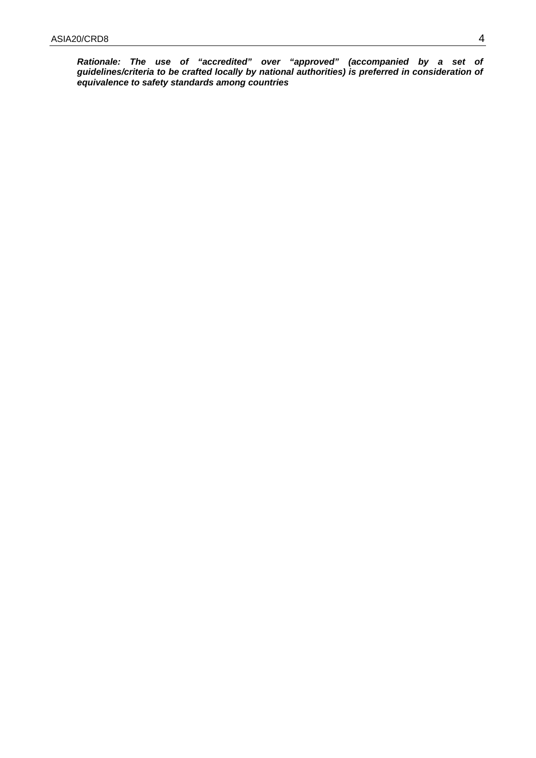***Rationale: The use of "accredited" over "approved" (accompanied by a set of guidelines/criteria to be crafted locally by national authorities) is preferred in consideration of equivalence to safety standards among countries***